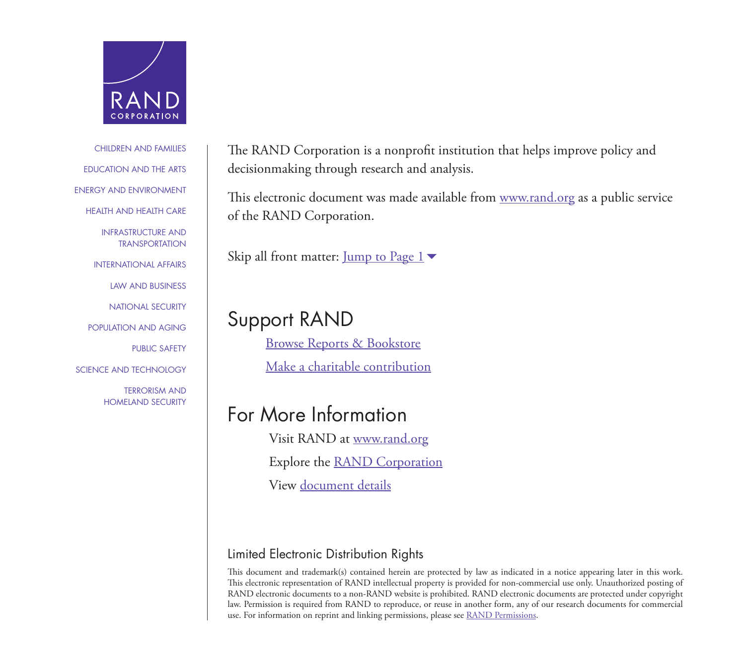RAND CORPORATION

- CHILDREN AND FAMILIES
- EDUCATION AND THE ARTS
- ENERGY AND ENVIRONMENT
- HEALTH AND HEALTH CARE
- INFRASTRUCTURE AND TRANSPORTATION
- INTERNATIONAL AFFAIRS
- LAW AND BUSINESS
- NATIONAL SECURITY
- POPULATION AND AGING
- PUBLIC SAFETY
- SCIENCE AND TECHNOLOGY
- TERRORISM AND HOMELAND SECURITY

The RAND Corporation is a nonprofit institution that helps improve policy and decisionmaking through research and analysis.

This electronic document was made available from www.rand.org as a public service of the RAND Corporation.

Skip all front matter: Jump to Page 1

## Support RAND

Browse Reports & Bookstore

Make a charitable contribution

## For More Information

Visit RAND at www.rand.org

Explore the RAND Corporation

View document details

### Limited Electronic Distribution Rights

This document and trademark(s) contained herein are protected by law as indicated in a notice appearing later in this work. This electronic representation of RAND intellectual property is provided for non-commercial use only. Unauthorized posting of RAND electronic documents to a non-RAND website is prohibited. RAND electronic documents are protected under copyright law. Permission is required from RAND to reproduce, or reuse in another form, any of our research documents for commercial use. For information on reprint and linking permissions, please see RAND Permissions.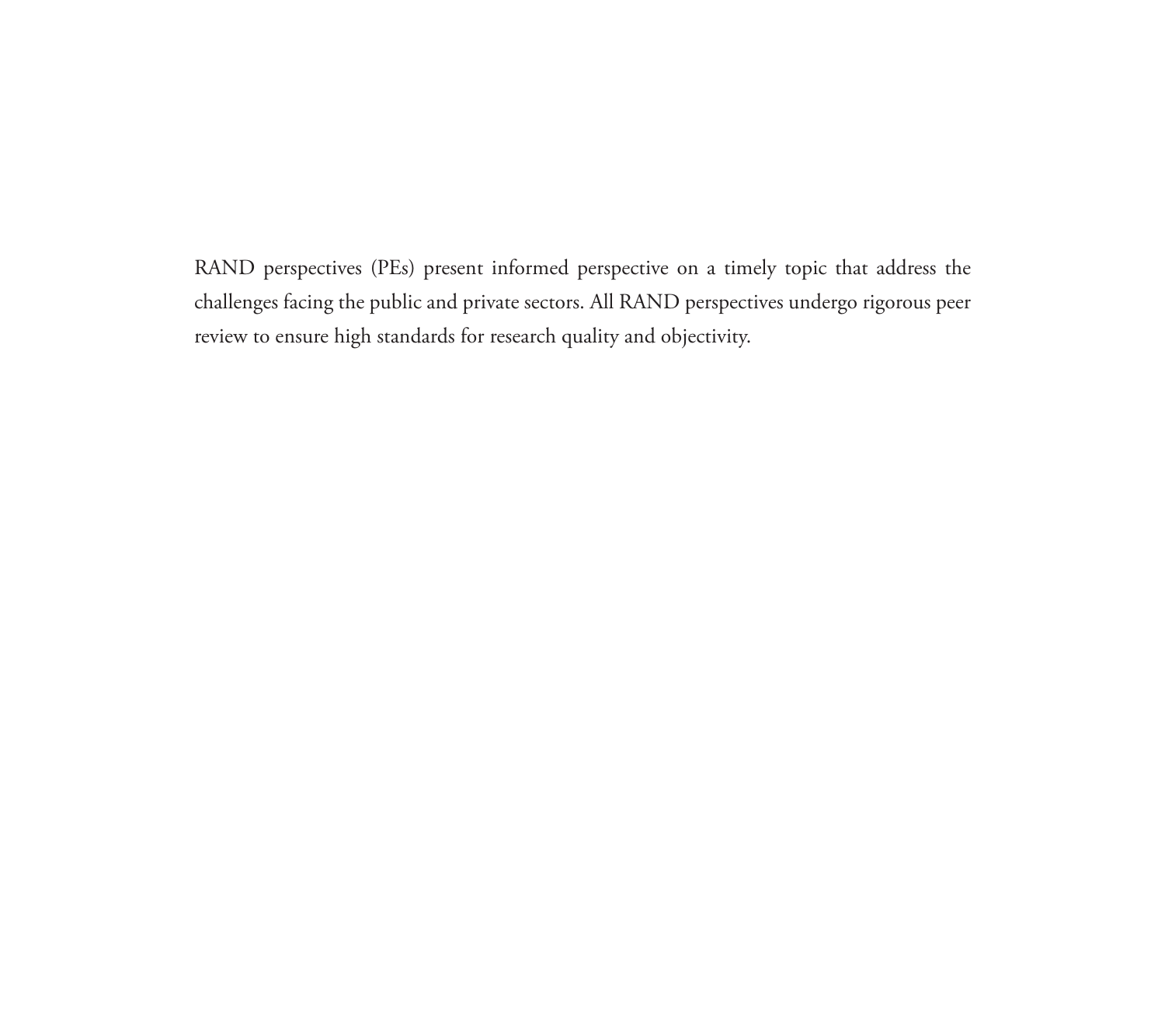RAND perspectives (PEs) present informed perspective on a timely topic that address the challenges facing the public and private sectors. All RAND perspectives undergo rigorous peer review to ensure high standards for research quality and objectivity.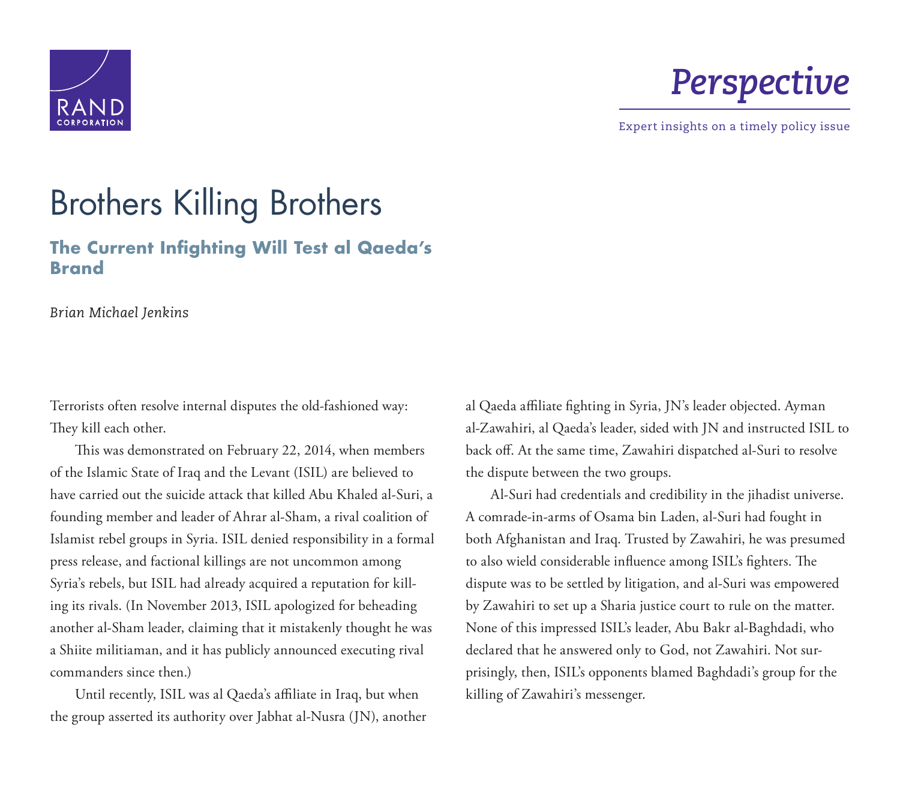Perspective

Expert insights on a timely policy issue

# Brothers Killing Brothers

## The Current Infighting Will Test al Qaeda's Brand

*Brian Michael Jenkins*

Terrorists often resolve internal disputes the old-fashioned way: They kill each other.

This was demonstrated on February 22, 2014, when members of the Islamic State of Iraq and the Levant (ISIL) are believed to have carried out the suicide attack that killed Abu Khaled al-Suri, a founding member and leader of Ahrar al-Sham, a rival coalition of Islamist rebel groups in Syria. ISIL denied responsibility in a formal press release, and factional killings are not uncommon among Syria's rebels, but ISIL had already acquired a reputation for killing its rivals. (In November 2013, ISIL apologized for beheading another al-Sham leader, claiming that it mistakenly thought he was a Shiite militiaman, and it has publicly announced executing rival commanders since then.)

Until recently, ISIL was al Qaeda's affiliate in Iraq, but when the group asserted its authority over Jabhat al-Nusra (JN), another al Qaeda affiliate fighting in Syria, JN's leader objected. Ayman al-Zawahiri, al Qaeda's leader, sided with JN and instructed ISIL to back off. At the same time, Zawahiri dispatched al-Suri to resolve the dispute between the two groups.

Al-Suri had credentials and credibility in the jihadist universe. A comrade-in-arms of Osama bin Laden, al-Suri had fought in both Afghanistan and Iraq. Trusted by Zawahiri, he was presumed to also wield considerable influence among ISIL's fighters. The dispute was to be settled by litigation, and al-Suri was empowered by Zawahiri to set up a Sharia justice court to rule on the matter. None of this impressed ISIL's leader, Abu Bakr al-Baghdadi, who declared that he answered only to God, not Zawahiri. Not surprisingly, then, ISIL's opponents blamed Baghdadi's group for the killing of Zawahiri's messenger.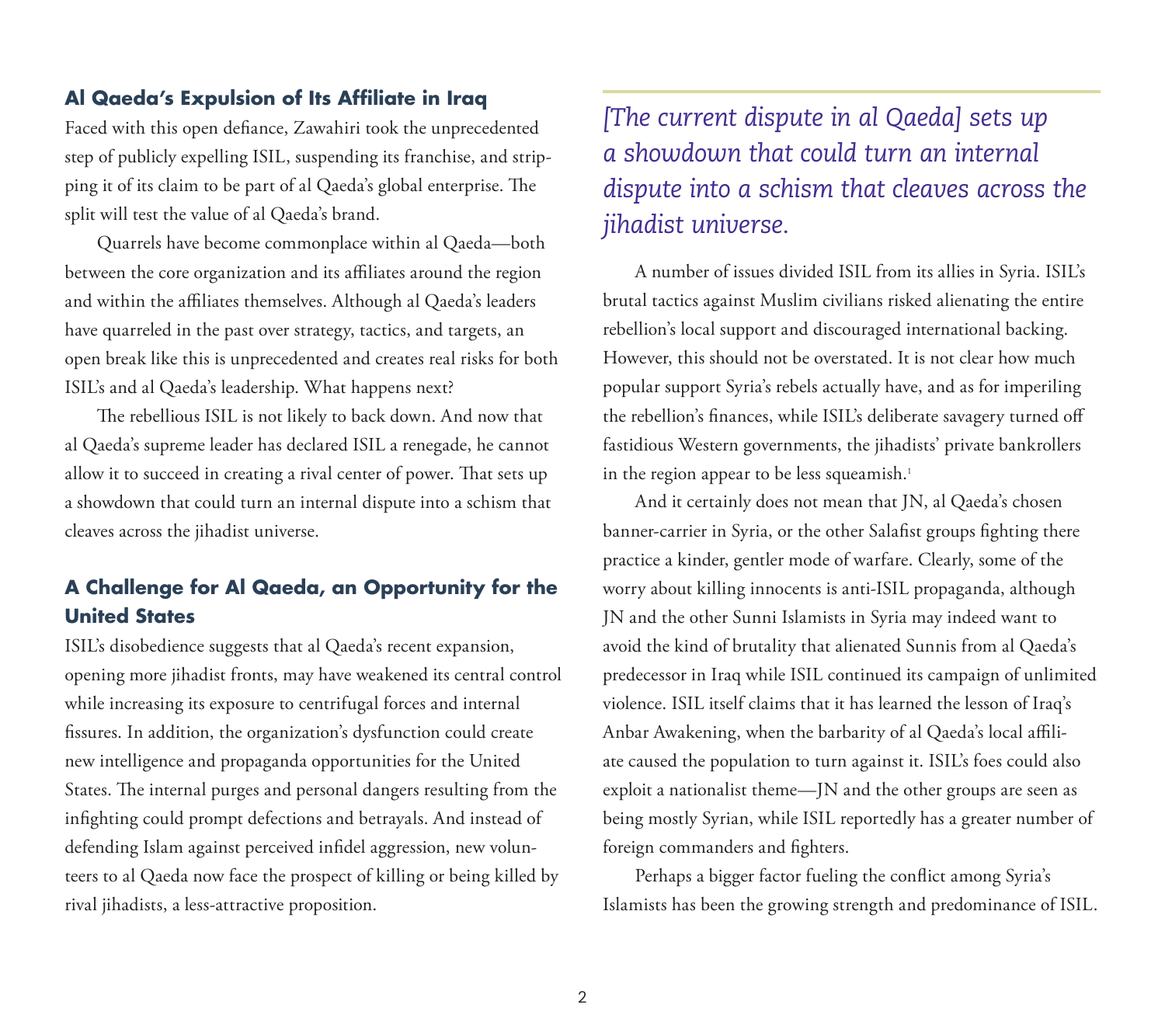## Al Qaeda's Expulsion of Its Affiliate in Iraq

Faced with this open defiance, Zawahiri took the unprecedented step of publicly expelling ISIL, suspending its franchise, and stripping it of its claim to be part of al Qaeda's global enterprise. The split will test the value of al Qaeda's brand.

Quarrels have become commonplace within al Qaeda—both between the core organization and its affiliates around the region and within the affiliates themselves. Although al Qaeda's leaders have quarreled in the past over strategy, tactics, and targets, an open break like this is unprecedented and creates real risks for both ISIL's and al Qaeda's leadership. What happens next?

The rebellious ISIL is not likely to back down. And now that al Qaeda's supreme leader has declared ISIL a renegade, he cannot allow it to succeed in creating a rival center of power. That sets up a showdown that could turn an internal dispute into a schism that cleaves across the jihadist universe.

## A Challenge for Al Qaeda, an Opportunity for the United States

ISIL's disobedience suggests that al Qaeda's recent expansion, opening more jihadist fronts, may have weakened its central control while increasing its exposure to centrifugal forces and internal fissures. In addition, the organization's dysfunction could create new intelligence and propaganda opportunities for the United States. The internal purges and personal dangers resulting from the infighting could prompt defections and betrayals. And instead of defending Islam against perceived infidel aggression, new volunteers to al Qaeda now face the prospect of killing or being killed by rival jihadists, a less-attractive proposition.

> *[The current dispute in al Qaeda] sets up a showdown that could turn an internal dispute into a schism that cleaves across the jihadist universe.*

A number of issues divided ISIL from its allies in Syria. ISIL's brutal tactics against Muslim civilians risked alienating the entire rebellion's local support and discouraged international backing. However, this should not be overstated. It is not clear how much popular support Syria's rebels actually have, and as for imperiling the rebellion's finances, while ISIL's deliberate savagery turned off fastidious Western governments, the jihadists' private bankrollers in the region appear to be less squeamish.[1]

And it certainly does not mean that JN, al Qaeda's chosen banner-carrier in Syria, or the other Salafist groups fighting there practice a kinder, gentler mode of warfare. Clearly, some of the worry about killing innocents is anti-ISIL propaganda, although JN and the other Sunni Islamists in Syria may indeed want to avoid the kind of brutality that alienated Sunnis from al Qaeda's predecessor in Iraq while ISIL continued its campaign of unlimited violence. ISIL itself claims that it has learned the lesson of Iraq's Anbar Awakening, when the barbarity of al Qaeda's local affiliate caused the population to turn against it. ISIL's foes could also exploit a nationalist theme—JN and the other groups are seen as being mostly Syrian, while ISIL reportedly has a greater number of foreign commanders and fighters.

Perhaps a bigger factor fueling the conflict among Syria's Islamists has been the growing strength and predominance of ISIL.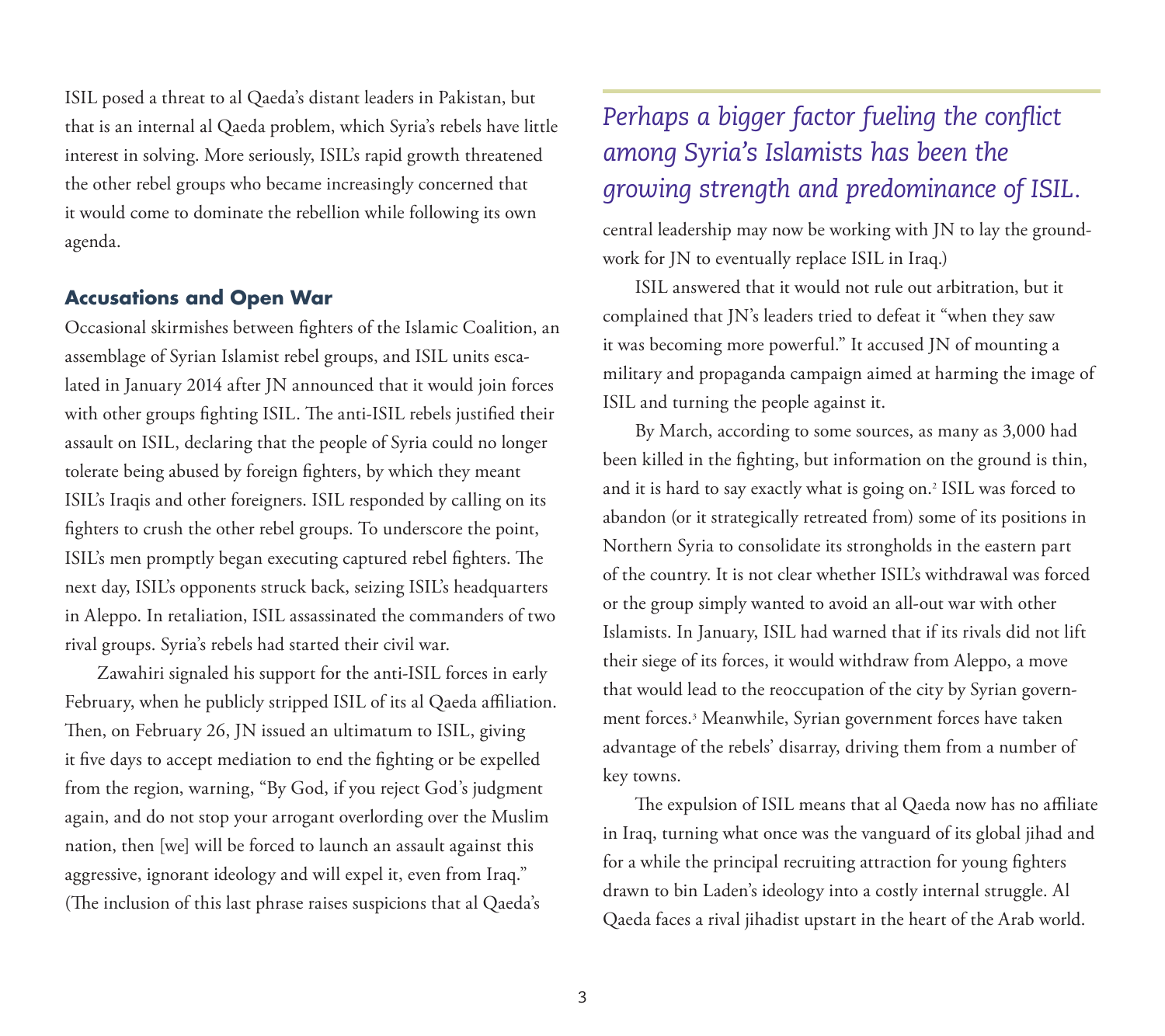ISIL posed a threat to al Qaeda's distant leaders in Pakistan, but that is an internal al Qaeda problem, which Syria's rebels have little interest in solving. More seriously, ISIL's rapid growth threatened the other rebel groups who became increasingly concerned that it would come to dominate the rebellion while following its own agenda.

### Accusations and Open War

Occasional skirmishes between fighters of the Islamic Coalition, an assemblage of Syrian Islamist rebel groups, and ISIL units escalated in January 2014 after JN announced that it would join forces with other groups fighting ISIL. The anti-ISIL rebels justified their assault on ISIL, declaring that the people of Syria could no longer tolerate being abused by foreign fighters, by which they meant ISIL's Iraqis and other foreigners. ISIL responded by calling on its fighters to crush the other rebel groups. To underscore the point, ISIL's men promptly began executing captured rebel fighters. The next day, ISIL's opponents struck back, seizing ISIL's headquarters in Aleppo. In retaliation, ISIL assassinated the commanders of two rival groups. Syria's rebels had started their civil war.

Zawahiri signaled his support for the anti-ISIL forces in early February, when he publicly stripped ISIL of its al Qaeda affiliation. Then, on February 26, JN issued an ultimatum to ISIL, giving it five days to accept mediation to end the fighting or be expelled from the region, warning, "By God, if you reject God's judgment again, and do not stop your arrogant overlording over the Muslim nation, then [we] will be forced to launch an assault against this aggressive, ignorant ideology and will expel it, even from Iraq." (The inclusion of this last phrase raises suspicions that al Qaeda's central leadership may now be working with JN to lay the groundwork for JN to eventually replace ISIL in Iraq.)

*Perhaps a bigger factor fueling the conflict among Syria's Islamists has been the growing strength and predominance of ISIL.*

ISIL answered that it would not rule out arbitration, but it complained that JN's leaders tried to defeat it "when they saw it was becoming more powerful." It accused JN of mounting a military and propaganda campaign aimed at harming the image of ISIL and turning the people against it.

By March, according to some sources, as many as 3,000 had been killed in the fighting, but information on the ground is thin, and it is hard to say exactly what is going on.[2] ISIL was forced to abandon (or it strategically retreated from) some of its positions in Northern Syria to consolidate its strongholds in the eastern part of the country. It is not clear whether ISIL's withdrawal was forced or the group simply wanted to avoid an all-out war with other Islamists. In January, ISIL had warned that if its rivals did not lift their siege of its forces, it would withdraw from Aleppo, a move that would lead to the reoccupation of the city by Syrian government forces.[3] Meanwhile, Syrian government forces have taken advantage of the rebels' disarray, driving them from a number of key towns.

The expulsion of ISIL means that al Qaeda now has no affiliate in Iraq, turning what once was the vanguard of its global jihad and for a while the principal recruiting attraction for young fighters drawn to bin Laden's ideology into a costly internal struggle. Al Qaeda faces a rival jihadist upstart in the heart of the Arab world.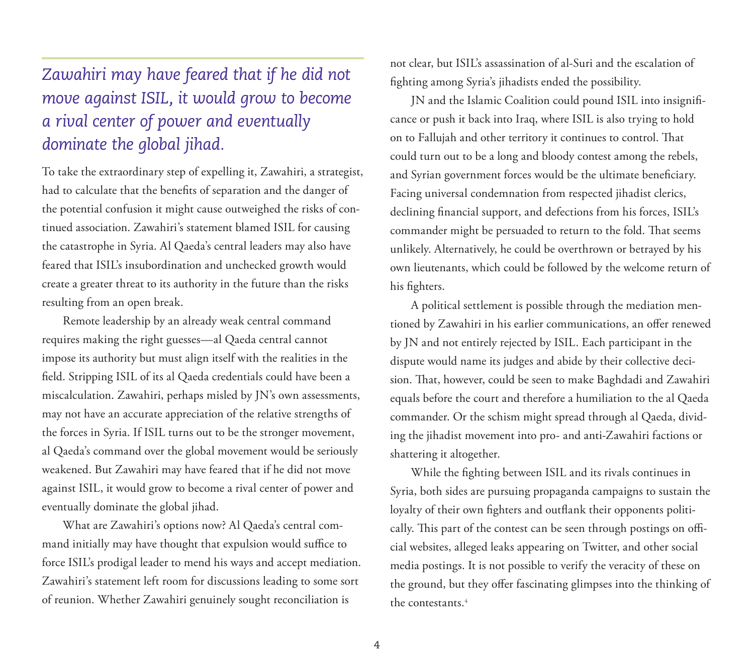*Zawahiri may have feared that if he did not move against ISIL, it would grow to become a rival center of power and eventually dominate the global jihad.*

To take the extraordinary step of expelling it, Zawahiri, a strategist, had to calculate that the benefits of separation and the danger of the potential confusion it might cause outweighed the risks of continued association. Zawahiri's statement blamed ISIL for causing the catastrophe in Syria. Al Qaeda's central leaders may also have feared that ISIL's insubordination and unchecked growth would create a greater threat to its authority in the future than the risks resulting from an open break.

Remote leadership by an already weak central command requires making the right guesses—al Qaeda central cannot impose its authority but must align itself with the realities in the field. Stripping ISIL of its al Qaeda credentials could have been a miscalculation. Zawahiri, perhaps misled by JN's own assessments, may not have an accurate appreciation of the relative strengths of the forces in Syria. If ISIL turns out to be the stronger movement, al Qaeda's command over the global movement would be seriously weakened. But Zawahiri may have feared that if he did not move against ISIL, it would grow to become a rival center of power and eventually dominate the global jihad.

What are Zawahiri's options now? Al Qaeda's central command initially may have thought that expulsion would suffice to force ISIL's prodigal leader to mend his ways and accept mediation. Zawahiri's statement left room for discussions leading to some sort of reunion. Whether Zawahiri genuinely sought reconciliation is not clear, but ISIL's assassination of al-Suri and the escalation of fighting among Syria's jihadists ended the possibility.

JN and the Islamic Coalition could pound ISIL into insignificance or push it back into Iraq, where ISIL is also trying to hold on to Fallujah and other territory it continues to control. That could turn out to be a long and bloody contest among the rebels, and Syrian government forces would be the ultimate beneficiary. Facing universal condemnation from respected jihadist clerics, declining financial support, and defections from his forces, ISIL's commander might be persuaded to return to the fold. That seems unlikely. Alternatively, he could be overthrown or betrayed by his own lieutenants, which could be followed by the welcome return of his fighters.

A political settlement is possible through the mediation mentioned by Zawahiri in his earlier communications, an offer renewed by JN and not entirely rejected by ISIL. Each participant in the dispute would name its judges and abide by their collective decision. That, however, could be seen to make Baghdadi and Zawahiri equals before the court and therefore a humiliation to the al Qaeda commander. Or the schism might spread through al Qaeda, dividing the jihadist movement into pro- and anti-Zawahiri factions or shattering it altogether.

While the fighting between ISIL and its rivals continues in Syria, both sides are pursuing propaganda campaigns to sustain the loyalty of their own fighters and outflank their opponents politically. This part of the contest can be seen through postings on official websites, alleged leaks appearing on Twitter, and other social media postings. It is not possible to verify the veracity of these on the ground, but they offer fascinating glimpses into the thinking of the contestants.[4]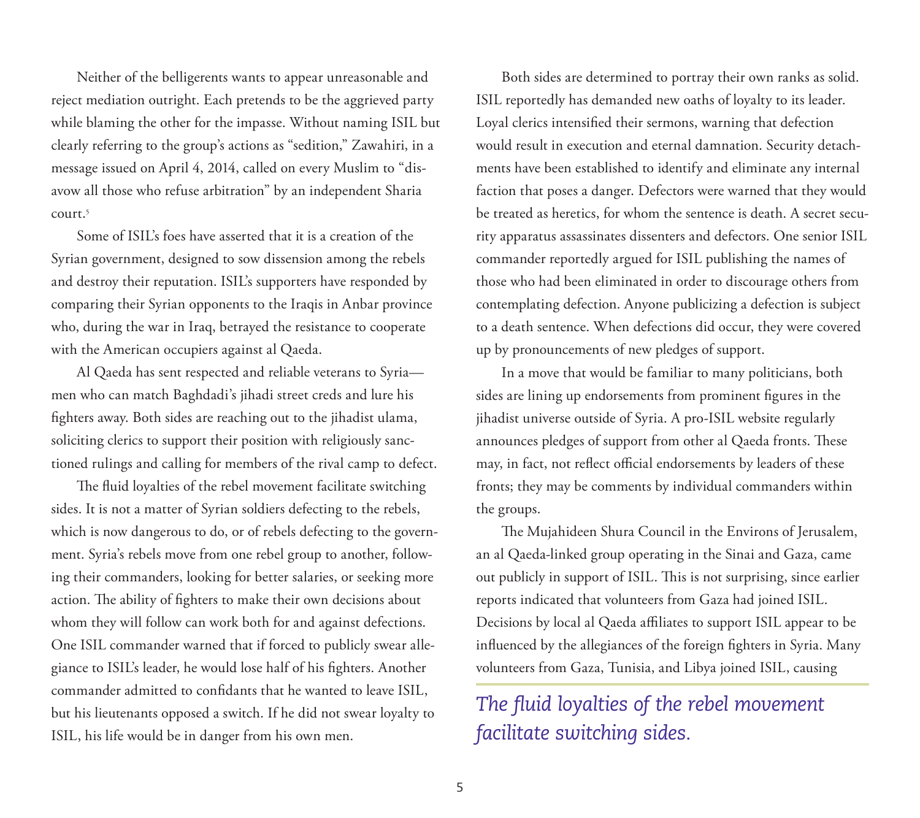Neither of the belligerents wants to appear unreasonable and reject mediation outright. Each pretends to be the aggrieved party while blaming the other for the impasse. Without naming ISIL but clearly referring to the group's actions as "sedition," Zawahiri, in a message issued on April 4, 2014, called on every Muslim to "disavow all those who refuse arbitration" by an independent Sharia court.[5]

Some of ISIL's foes have asserted that it is a creation of the Syrian government, designed to sow dissension among the rebels and destroy their reputation. ISIL's supporters have responded by comparing their Syrian opponents to the Iraqis in Anbar province who, during the war in Iraq, betrayed the resistance to cooperate with the American occupiers against al Qaeda.

Al Qaeda has sent respected and reliable veterans to Syria—men who can match Baghdadi's jihadi street creds and lure his fighters away. Both sides are reaching out to the jihadist ulama, soliciting clerics to support their position with religiously sanctioned rulings and calling for members of the rival camp to defect.

The fluid loyalties of the rebel movement facilitate switching sides. It is not a matter of Syrian soldiers defecting to the rebels, which is now dangerous to do, or of rebels defecting to the government. Syria's rebels move from one rebel group to another, following their commanders, looking for better salaries, or seeking more action. The ability of fighters to make their own decisions about whom they will follow can work both for and against defections. One ISIL commander warned that if forced to publicly swear allegiance to ISIL's leader, he would lose half of his fighters. Another commander admitted to confidants that he wanted to leave ISIL, but his lieutenants opposed a switch. If he did not swear loyalty to ISIL, his life would be in danger from his own men.

Both sides are determined to portray their own ranks as solid. ISIL reportedly has demanded new oaths of loyalty to its leader. Loyal clerics intensified their sermons, warning that defection would result in execution and eternal damnation. Security detachments have been established to identify and eliminate any internal faction that poses a danger. Defectors were warned that they would be treated as heretics, for whom the sentence is death. A secret security apparatus assassinates dissenters and defectors. One senior ISIL commander reportedly argued for ISIL publishing the names of those who had been eliminated in order to discourage others from contemplating defection. Anyone publicizing a defection is subject to a death sentence. When defections did occur, they were covered up by pronouncements of new pledges of support.

In a move that would be familiar to many politicians, both sides are lining up endorsements from prominent figures in the jihadist universe outside of Syria. A pro-ISIL website regularly announces pledges of support from other al Qaeda fronts. These may, in fact, not reflect official endorsements by leaders of these fronts; they may be comments by individual commanders within the groups.

The Mujahideen Shura Council in the Environs of Jerusalem, an al Qaeda-linked group operating in the Sinai and Gaza, came out publicly in support of ISIL. This is not surprising, since earlier reports indicated that volunteers from Gaza had joined ISIL. Decisions by local al Qaeda affiliates to support ISIL appear to be influenced by the allegiances of the foreign fighters in Syria. Many volunteers from Gaza, Tunisia, and Libya joined ISIL, causing

*The fluid loyalties of the rebel movement facilitate switching sides.*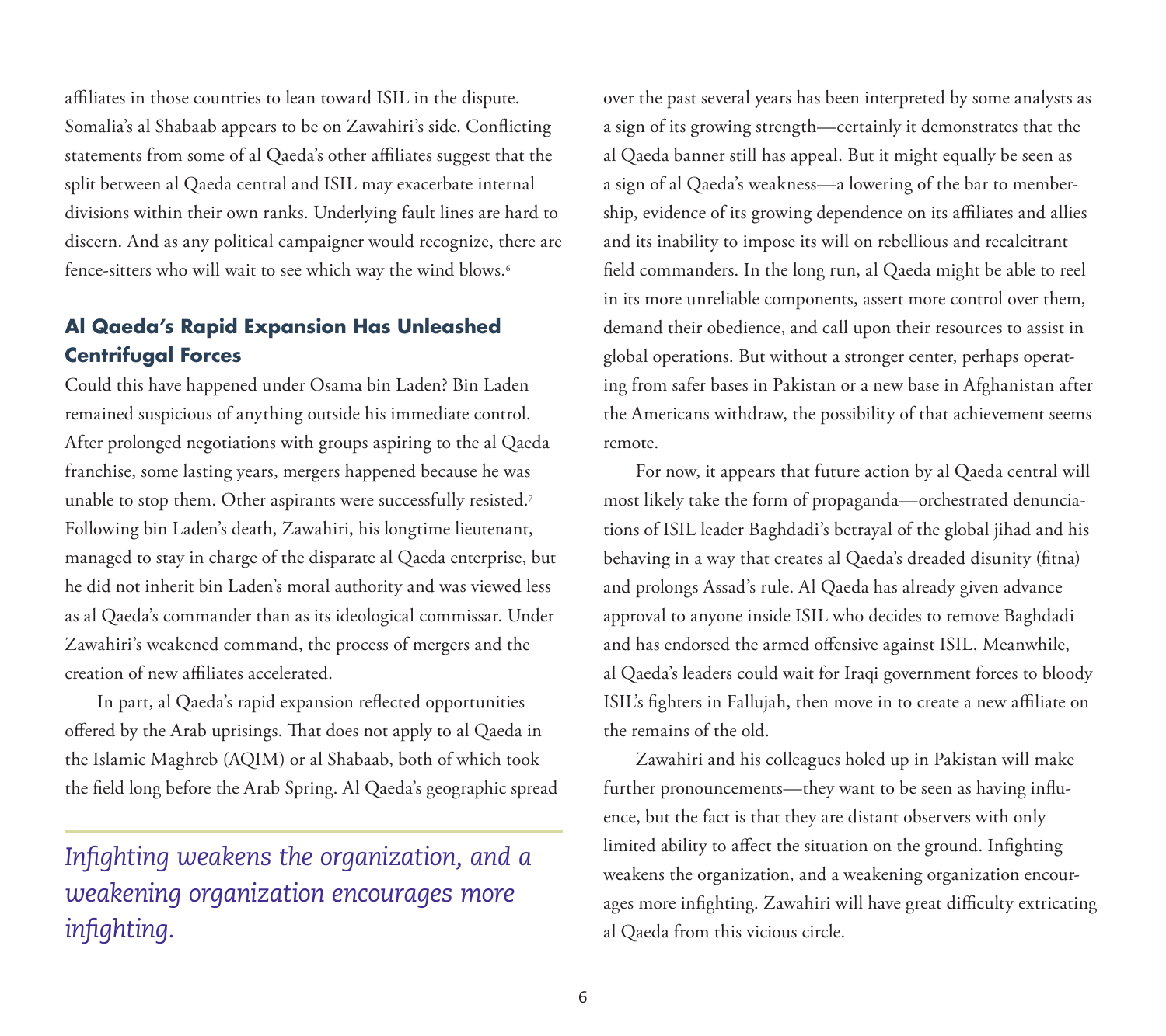affiliates in those countries to lean toward ISIL in the dispute. Somalia's al Shabaab appears to be on Zawahiri's side. Conflicting statements from some of al Qaeda's other affiliates suggest that the split between al Qaeda central and ISIL may exacerbate internal divisions within their own ranks. Underlying fault lines are hard to discern. And as any political campaigner would recognize, there are fence-sitters who will wait to see which way the wind blows.[6]

## Al Qaeda's Rapid Expansion Has Unleashed Centrifugal Forces

Could this have happened under Osama bin Laden? Bin Laden remained suspicious of anything outside his immediate control. After prolonged negotiations with groups aspiring to the al Qaeda franchise, some lasting years, mergers happened because he was unable to stop them. Other aspirants were successfully resisted.[7] Following bin Laden's death, Zawahiri, his longtime lieutenant, managed to stay in charge of the disparate al Qaeda enterprise, but he did not inherit bin Laden's moral authority and was viewed less as al Qaeda's commander than as its ideological commissar. Under Zawahiri's weakened command, the process of mergers and the creation of new affiliates accelerated.

In part, al Qaeda's rapid expansion reflected opportunities offered by the Arab uprisings. That does not apply to al Qaeda in the Islamic Maghreb (AQIM) or al Shabaab, both of which took the field long before the Arab Spring. Al Qaeda's geographic spread over the past several years has been interpreted by some analysts as a sign of its growing strength—certainly it demonstrates that the al Qaeda banner still has appeal. But it might equally be seen as a sign of al Qaeda's weakness—a lowering of the bar to membership, evidence of its growing dependence on its affiliates and allies and its inability to impose its will on rebellious and recalcitrant field commanders. In the long run, al Qaeda might be able to reel in its more unreliable components, assert more control over them, demand their obedience, and call upon their resources to assist in global operations. But without a stronger center, perhaps operating from safer bases in Pakistan or a new base in Afghanistan after the Americans withdraw, the possibility of that achievement seems remote.

*Infighting weakens the organization, and a weakening organization encourages more infighting.*

For now, it appears that future action by al Qaeda central will most likely take the form of propaganda—orchestrated denunciations of ISIL leader Baghdadi's betrayal of the global jihad and his behaving in a way that creates al Qaeda's dreaded disunity (fitna) and prolongs Assad's rule. Al Qaeda has already given advance approval to anyone inside ISIL who decides to remove Baghdadi and has endorsed the armed offensive against ISIL. Meanwhile, al Qaeda's leaders could wait for Iraqi government forces to bloody ISIL's fighters in Fallujah, then move in to create a new affiliate on the remains of the old.

Zawahiri and his colleagues holed up in Pakistan will make further pronouncements—they want to be seen as having influence, but the fact is that they are distant observers with only limited ability to affect the situation on the ground. Infighting weakens the organization, and a weakening organization encourages more infighting. Zawahiri will have great difficulty extricating al Qaeda from this vicious circle.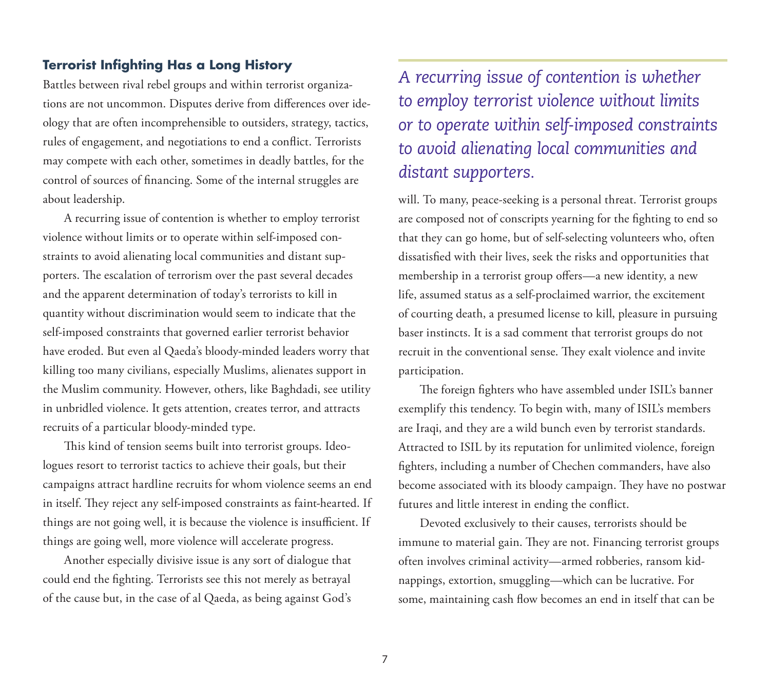### Terrorist Infighting Has a Long History

Battles between rival rebel groups and within terrorist organizations are not uncommon. Disputes derive from differences over ideology that are often incomprehensible to outsiders, strategy, tactics, rules of engagement, and negotiations to end a conflict. Terrorists may compete with each other, sometimes in deadly battles, for the control of sources of financing. Some of the internal struggles are about leadership.

A recurring issue of contention is whether to employ terrorist violence without limits or to operate within self-imposed constraints to avoid alienating local communities and distant supporters. The escalation of terrorism over the past several decades and the apparent determination of today's terrorists to kill in quantity without discrimination would seem to indicate that the self-imposed constraints that governed earlier terrorist behavior have eroded. But even al Qaeda's bloody-minded leaders worry that killing too many civilians, especially Muslims, alienates support in the Muslim community. However, others, like Baghdadi, see utility in unbridled violence. It gets attention, creates terror, and attracts recruits of a particular bloody-minded type.

This kind of tension seems built into terrorist groups. Ideologues resort to terrorist tactics to achieve their goals, but their campaigns attract hardline recruits for whom violence seems an end in itself. They reject any self-imposed constraints as faint-hearted. If things are not going well, it is because the violence is insufficient. If things are going well, more violence will accelerate progress.

Another especially divisive issue is any sort of dialogue that could end the fighting. Terrorists see this not merely as betrayal of the cause but, in the case of al Qaeda, as being against God's will. To many, peace-seeking is a personal threat. Terrorist groups are composed not of conscripts yearning for the fighting to end so that they can go home, but of self-selecting volunteers who, often dissatisfied with their lives, seek the risks and opportunities that membership in a terrorist group offers—a new identity, a new life, assumed status as a self-proclaimed warrior, the excitement of courting death, a presumed license to kill, pleasure in pursuing baser instincts. It is a sad comment that terrorist groups do not recruit in the conventional sense. They exalt violence and invite participation.

> *A recurring issue of contention is whether to employ terrorist violence without limits or to operate within self-imposed constraints to avoid alienating local communities and distant supporters.*

The foreign fighters who have assembled under ISIL's banner exemplify this tendency. To begin with, many of ISIL's members are Iraqi, and they are a wild bunch even by terrorist standards. Attracted to ISIL by its reputation for unlimited violence, foreign fighters, including a number of Chechen commanders, have also become associated with its bloody campaign. They have no postwar futures and little interest in ending the conflict.

Devoted exclusively to their causes, terrorists should be immune to material gain. They are not. Financing terrorist groups often involves criminal activity—armed robberies, ransom kidnappings, extortion, smuggling—which can be lucrative. For some, maintaining cash flow becomes an end in itself that can be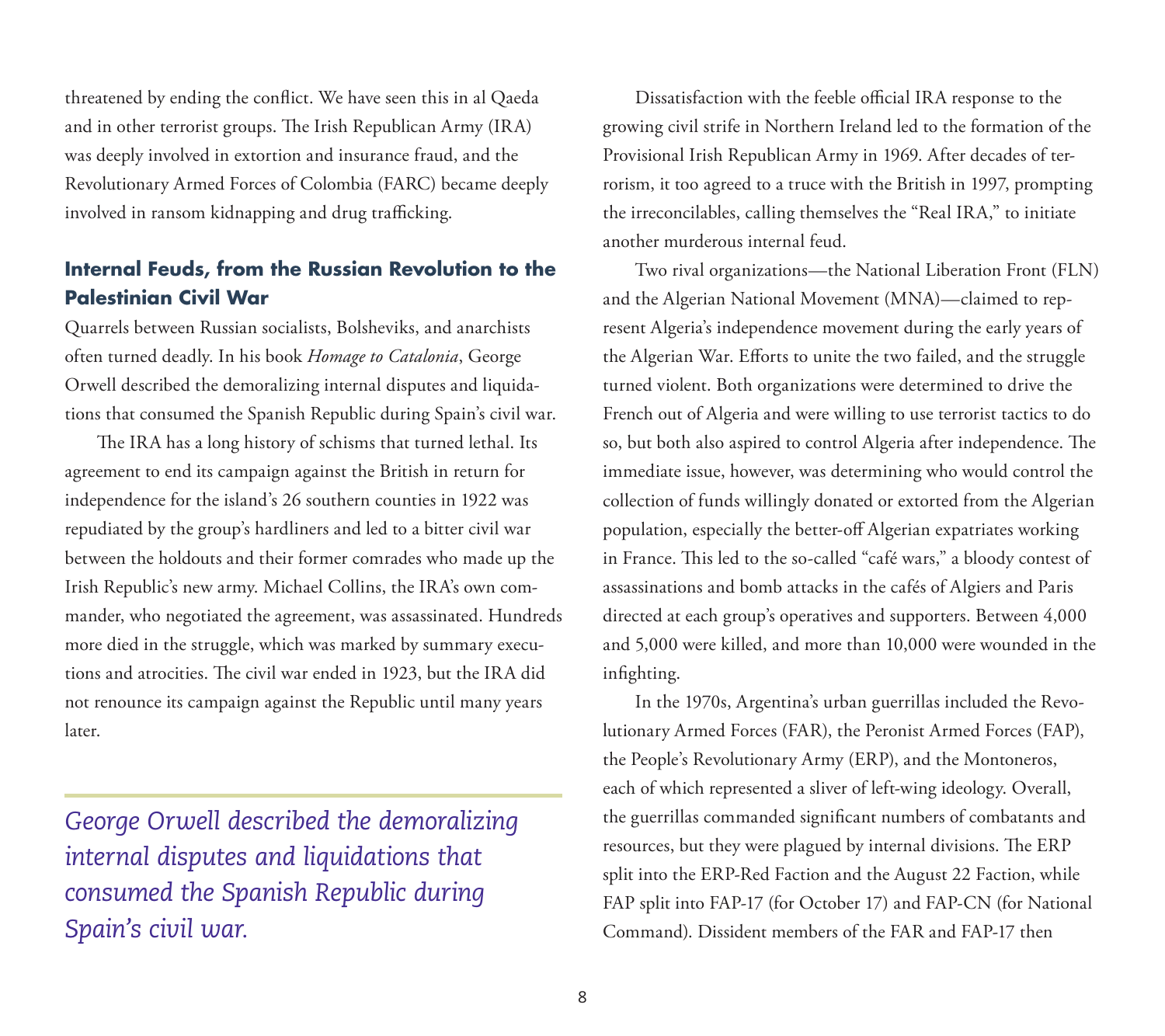threatened by ending the conflict. We have seen this in al Qaeda and in other terrorist groups. The Irish Republican Army (IRA) was deeply involved in extortion and insurance fraud, and the Revolutionary Armed Forces of Colombia (FARC) became deeply involved in ransom kidnapping and drug trafficking.

### Internal Feuds, from the Russian Revolution to the Palestinian Civil War

Quarrels between Russian socialists, Bolsheviks, and anarchists often turned deadly. In his book *Homage to Catalonia*, George Orwell described the demoralizing internal disputes and liquidations that consumed the Spanish Republic during Spain's civil war.

The IRA has a long history of schisms that turned lethal. Its agreement to end its campaign against the British in return for independence for the island's 26 southern counties in 1922 was repudiated by the group's hardliners and led to a bitter civil war between the holdouts and their former comrades who made up the Irish Republic's new army. Michael Collins, the IRA's own commander, who negotiated the agreement, was assassinated. Hundreds more died in the struggle, which was marked by summary executions and atrocities. The civil war ended in 1923, but the IRA did not renounce its campaign against the Republic until many years later.

*George Orwell described the demoralizing internal disputes and liquidations that consumed the Spanish Republic during Spain's civil war.*

Dissatisfaction with the feeble official IRA response to the growing civil strife in Northern Ireland led to the formation of the Provisional Irish Republican Army in 1969. After decades of terrorism, it too agreed to a truce with the British in 1997, prompting the irreconcilables, calling themselves the "Real IRA," to initiate another murderous internal feud.

Two rival organizations—the National Liberation Front (FLN) and the Algerian National Movement (MNA)—claimed to represent Algeria's independence movement during the early years of the Algerian War. Efforts to unite the two failed, and the struggle turned violent. Both organizations were determined to drive the French out of Algeria and were willing to use terrorist tactics to do so, but both also aspired to control Algeria after independence. The immediate issue, however, was determining who would control the collection of funds willingly donated or extorted from the Algerian population, especially the better-off Algerian expatriates working in France. This led to the so-called "café wars," a bloody contest of assassinations and bomb attacks in the cafés of Algiers and Paris directed at each group's operatives and supporters. Between 4,000 and 5,000 were killed, and more than 10,000 were wounded in the infighting.

In the 1970s, Argentina's urban guerrillas included the Revolutionary Armed Forces (FAR), the Peronist Armed Forces (FAP), the People's Revolutionary Army (ERP), and the Montoneros, each of which represented a sliver of left-wing ideology. Overall, the guerrillas commanded significant numbers of combatants and resources, but they were plagued by internal divisions. The ERP split into the ERP-Red Faction and the August 22 Faction, while FAP split into FAP-17 (for October 17) and FAP-CN (for National Command). Dissident members of the FAR and FAP-17 then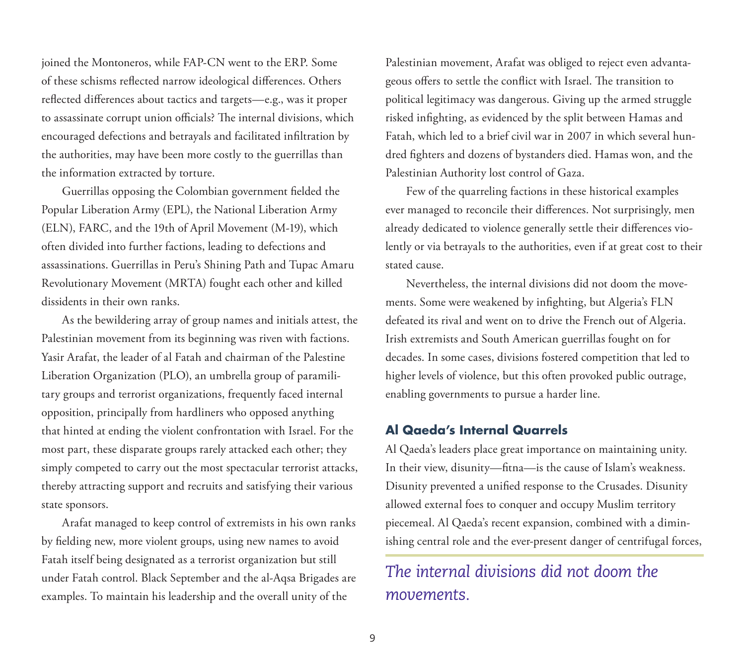joined the Montoneros, while FAP-CN went to the ERP. Some of these schisms reflected narrow ideological differences. Others reflected differences about tactics and targets—e.g., was it proper to assassinate corrupt union officials? The internal divisions, which encouraged defections and betrayals and facilitated infiltration by the authorities, may have been more costly to the guerrillas than the information extracted by torture.

Guerrillas opposing the Colombian government fielded the Popular Liberation Army (EPL), the National Liberation Army (ELN), FARC, and the 19th of April Movement (M-19), which often divided into further factions, leading to defections and assassinations. Guerrillas in Peru's Shining Path and Tupac Amaru Revolutionary Movement (MRTA) fought each other and killed dissidents in their own ranks.

As the bewildering array of group names and initials attest, the Palestinian movement from its beginning was riven with factions. Yasir Arafat, the leader of al Fatah and chairman of the Palestine Liberation Organization (PLO), an umbrella group of paramilitary groups and terrorist organizations, frequently faced internal opposition, principally from hardliners who opposed anything that hinted at ending the violent confrontation with Israel. For the most part, these disparate groups rarely attacked each other; they simply competed to carry out the most spectacular terrorist attacks, thereby attracting support and recruits and satisfying their various state sponsors.

Arafat managed to keep control of extremists in his own ranks by fielding new, more violent groups, using new names to avoid Fatah itself being designated as a terrorist organization but still under Fatah control. Black September and the al-Aqsa Brigades are examples. To maintain his leadership and the overall unity of the Palestinian movement, Arafat was obliged to reject even advantageous offers to settle the conflict with Israel. The transition to political legitimacy was dangerous. Giving up the armed struggle risked infighting, as evidenced by the split between Hamas and Fatah, which led to a brief civil war in 2007 in which several hundred fighters and dozens of bystanders died. Hamas won, and the Palestinian Authority lost control of Gaza.

Few of the quarreling factions in these historical examples ever managed to reconcile their differences. Not surprisingly, men already dedicated to violence generally settle their differences violently or via betrayals to the authorities, even if at great cost to their stated cause.

Nevertheless, the internal divisions did not doom the movements. Some were weakened by infighting, but Algeria's FLN defeated its rival and went on to drive the French out of Algeria. Irish extremists and South American guerrillas fought on for decades. In some cases, divisions fostered competition that led to higher levels of violence, but this often provoked public outrage, enabling governments to pursue a harder line.

### Al Qaeda's Internal Quarrels

Al Qaeda's leaders place great importance on maintaining unity. In their view, disunity—fitna—is the cause of Islam's weakness. Disunity prevented a unified response to the Crusades. Disunity allowed external foes to conquer and occupy Muslim territory piecemeal. Al Qaeda's recent expansion, combined with a diminishing central role and the ever-present danger of centrifugal forces,

*The internal divisions did not doom the movements.*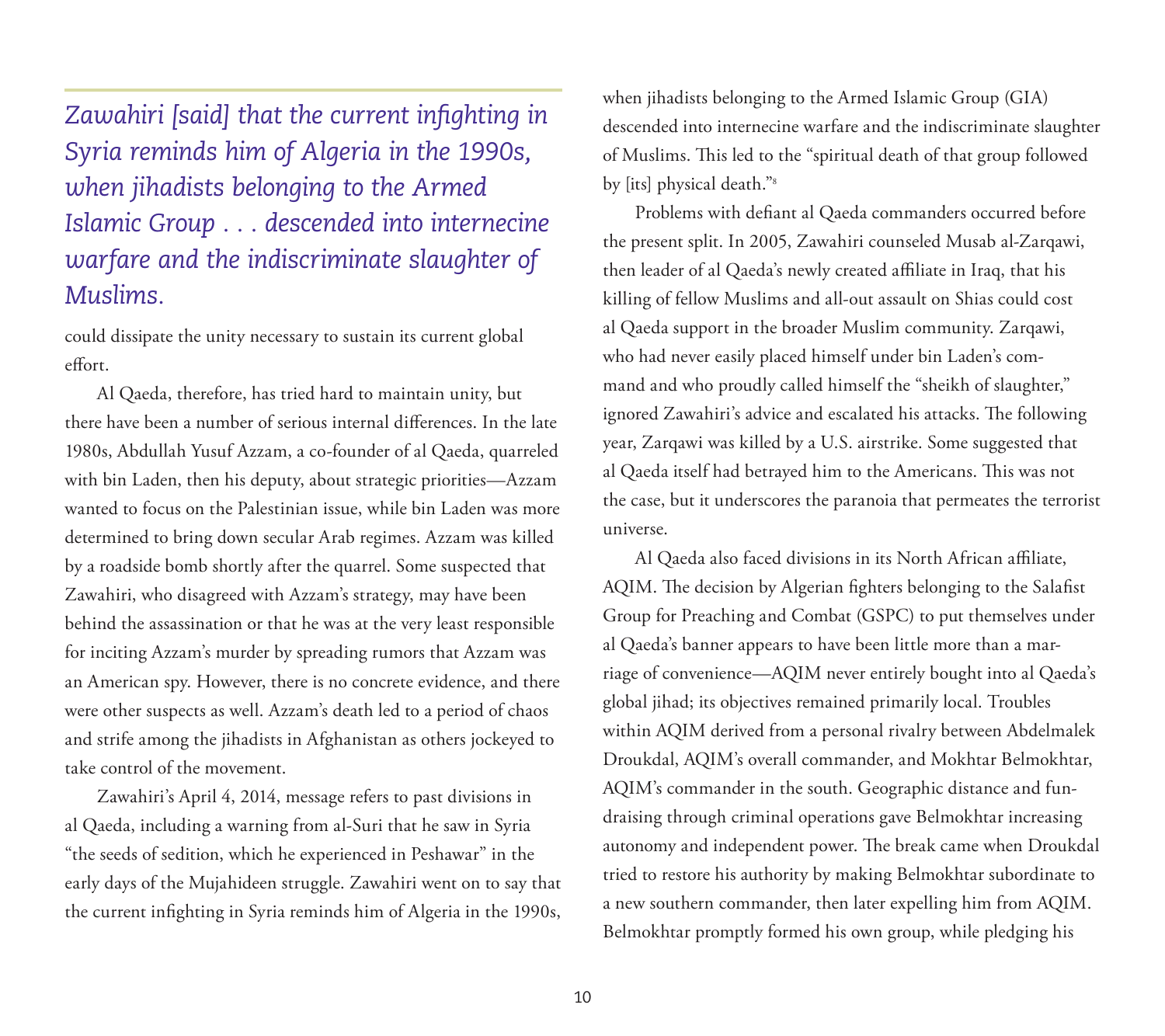*Zawahiri [said] that the current infighting in Syria reminds him of Algeria in the 1990s, when jihadists belonging to the Armed Islamic Group . . . descended into internecine warfare and the indiscriminate slaughter of Muslims.*

could dissipate the unity necessary to sustain its current global effort.

Al Qaeda, therefore, has tried hard to maintain unity, but there have been a number of serious internal differences. In the late 1980s, Abdullah Yusuf Azzam, a co-founder of al Qaeda, quarreled with bin Laden, then his deputy, about strategic priorities—Azzam wanted to focus on the Palestinian issue, while bin Laden was more determined to bring down secular Arab regimes. Azzam was killed by a roadside bomb shortly after the quarrel. Some suspected that Zawahiri, who disagreed with Azzam's strategy, may have been behind the assassination or that he was at the very least responsible for inciting Azzam's murder by spreading rumors that Azzam was an American spy. However, there is no concrete evidence, and there were other suspects as well. Azzam's death led to a period of chaos and strife among the jihadists in Afghanistan as others jockeyed to take control of the movement.

Zawahiri's April 4, 2014, message refers to past divisions in al Qaeda, including a warning from al-Suri that he saw in Syria "the seeds of sedition, which he experienced in Peshawar" in the early days of the Mujahideen struggle. Zawahiri went on to say that the current infighting in Syria reminds him of Algeria in the 1990s, when jihadists belonging to the Armed Islamic Group (GIA) descended into internecine warfare and the indiscriminate slaughter of Muslims. This led to the "spiritual death of that group followed by [its] physical death."[8]

Problems with defiant al Qaeda commanders occurred before the present split. In 2005, Zawahiri counseled Musab al-Zarqawi, then leader of al Qaeda's newly created affiliate in Iraq, that his killing of fellow Muslims and all-out assault on Shias could cost al Qaeda support in the broader Muslim community. Zarqawi, who had never easily placed himself under bin Laden's command and who proudly called himself the "sheikh of slaughter," ignored Zawahiri's advice and escalated his attacks. The following year, Zarqawi was killed by a U.S. airstrike. Some suggested that al Qaeda itself had betrayed him to the Americans. This was not the case, but it underscores the paranoia that permeates the terrorist universe.

Al Qaeda also faced divisions in its North African affiliate, AQIM. The decision by Algerian fighters belonging to the Salafist Group for Preaching and Combat (GSPC) to put themselves under al Qaeda's banner appears to have been little more than a marriage of convenience—AQIM never entirely bought into al Qaeda's global jihad; its objectives remained primarily local. Troubles within AQIM derived from a personal rivalry between Abdelmalek Droukdal, AQIM's overall commander, and Mokhtar Belmokhtar, AQIM's commander in the south. Geographic distance and fundraising through criminal operations gave Belmokhtar increasing autonomy and independent power. The break came when Droukdal tried to restore his authority by making Belmokhtar subordinate to a new southern commander, then later expelling him from AQIM. Belmokhtar promptly formed his own group, while pledging his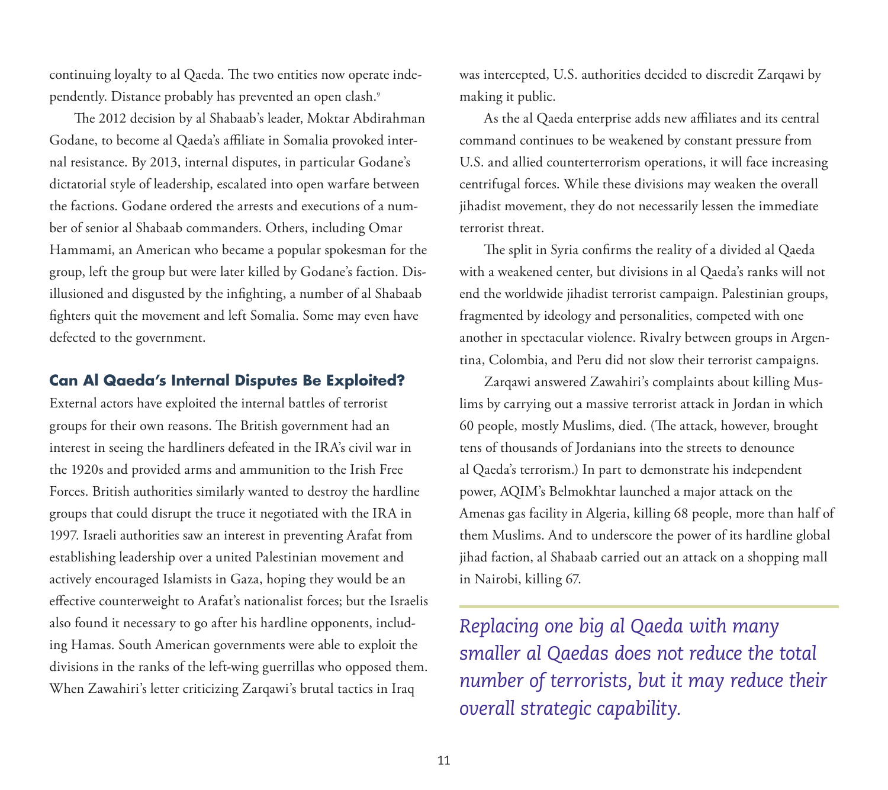continuing loyalty to al Qaeda. The two entities now operate independently. Distance probably has prevented an open clash.[9]

The 2012 decision by al Shabaab's leader, Moktar Abdirahman Godane, to become al Qaeda's affiliate in Somalia provoked internal resistance. By 2013, internal disputes, in particular Godane's dictatorial style of leadership, escalated into open warfare between the factions. Godane ordered the arrests and executions of a number of senior al Shabaab commanders. Others, including Omar Hammami, an American who became a popular spokesman for the group, left the group but were later killed by Godane's faction. Disillusioned and disgusted by the infighting, a number of al Shabaab fighters quit the movement and left Somalia. Some may even have defected to the government.

### Can Al Qaeda's Internal Disputes Be Exploited?

External actors have exploited the internal battles of terrorist groups for their own reasons. The British government had an interest in seeing the hardliners defeated in the IRA's civil war in the 1920s and provided arms and ammunition to the Irish Free Forces. British authorities similarly wanted to destroy the hardline groups that could disrupt the truce it negotiated with the IRA in 1997. Israeli authorities saw an interest in preventing Arafat from establishing leadership over a united Palestinian movement and actively encouraged Islamists in Gaza, hoping they would be an effective counterweight to Arafat's nationalist forces; but the Israelis also found it necessary to go after his hardline opponents, including Hamas. South American governments were able to exploit the divisions in the ranks of the left-wing guerrillas who opposed them. When Zawahiri's letter criticizing Zarqawi's brutal tactics in Iraq was intercepted, U.S. authorities decided to discredit Zarqawi by making it public.

As the al Qaeda enterprise adds new affiliates and its central command continues to be weakened by constant pressure from U.S. and allied counterterrorism operations, it will face increasing centrifugal forces. While these divisions may weaken the overall jihadist movement, they do not necessarily lessen the immediate terrorist threat.

The split in Syria confirms the reality of a divided al Qaeda with a weakened center, but divisions in al Qaeda's ranks will not end the worldwide jihadist terrorist campaign. Palestinian groups, fragmented by ideology and personalities, competed with one another in spectacular violence. Rivalry between groups in Argentina, Colombia, and Peru did not slow their terrorist campaigns.

Zarqawi answered Zawahiri's complaints about killing Muslims by carrying out a massive terrorist attack in Jordan in which 60 people, mostly Muslims, died. (The attack, however, brought tens of thousands of Jordanians into the streets to denounce al Qaeda's terrorism.) In part to demonstrate his independent power, AQIM's Belmokhtar launched a major attack on the Amenas gas facility in Algeria, killing 68 people, more than half of them Muslims. And to underscore the power of its hardline global jihad faction, al Shabaab carried out an attack on a shopping mall in Nairobi, killing 67.

*Replacing one big al Qaeda with many smaller al Qaedas does not reduce the total number of terrorists, but it may reduce their overall strategic capability.*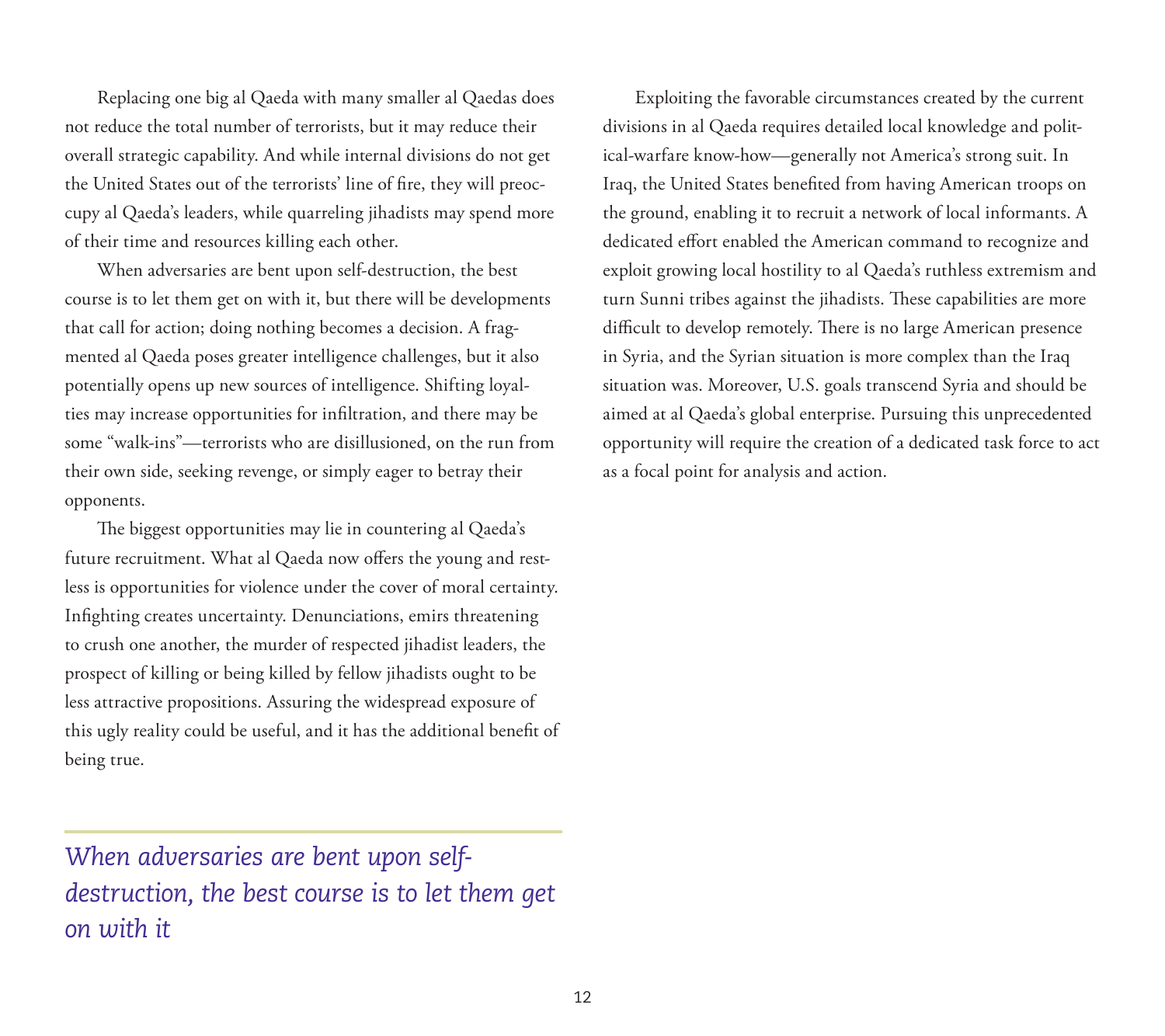Replacing one big al Qaeda with many smaller al Qaedas does not reduce the total number of terrorists, but it may reduce their overall strategic capability. And while internal divisions do not get the United States out of the terrorists' line of fire, they will preoccupy al Qaeda's leaders, while quarreling jihadists may spend more of their time and resources killing each other.

When adversaries are bent upon self-destruction, the best course is to let them get on with it, but there will be developments that call for action; doing nothing becomes a decision. A fragmented al Qaeda poses greater intelligence challenges, but it also potentially opens up new sources of intelligence. Shifting loyalties may increase opportunities for infiltration, and there may be some "walk-ins"—terrorists who are disillusioned, on the run from their own side, seeking revenge, or simply eager to betray their opponents.

The biggest opportunities may lie in countering al Qaeda's future recruitment. What al Qaeda now offers the young and restless is opportunities for violence under the cover of moral certainty. Infighting creates uncertainty. Denunciations, emirs threatening to crush one another, the murder of respected jihadist leaders, the prospect of killing or being killed by fellow jihadists ought to be less attractive propositions. Assuring the widespread exposure of this ugly reality could be useful, and it has the additional benefit of being true.

*When adversaries are bent upon self-destruction, the best course is to let them get on with it*

Exploiting the favorable circumstances created by the current divisions in al Qaeda requires detailed local knowledge and political-warfare know-how—generally not America's strong suit. In Iraq, the United States benefited from having American troops on the ground, enabling it to recruit a network of local informants. A dedicated effort enabled the American command to recognize and exploit growing local hostility to al Qaeda's ruthless extremism and turn Sunni tribes against the jihadists. These capabilities are more difficult to develop remotely. There is no large American presence in Syria, and the Syrian situation is more complex than the Iraq situation was. Moreover, U.S. goals transcend Syria and should be aimed at al Qaeda's global enterprise. Pursuing this unprecedented opportunity will require the creation of a dedicated task force to act as a focal point for analysis and action.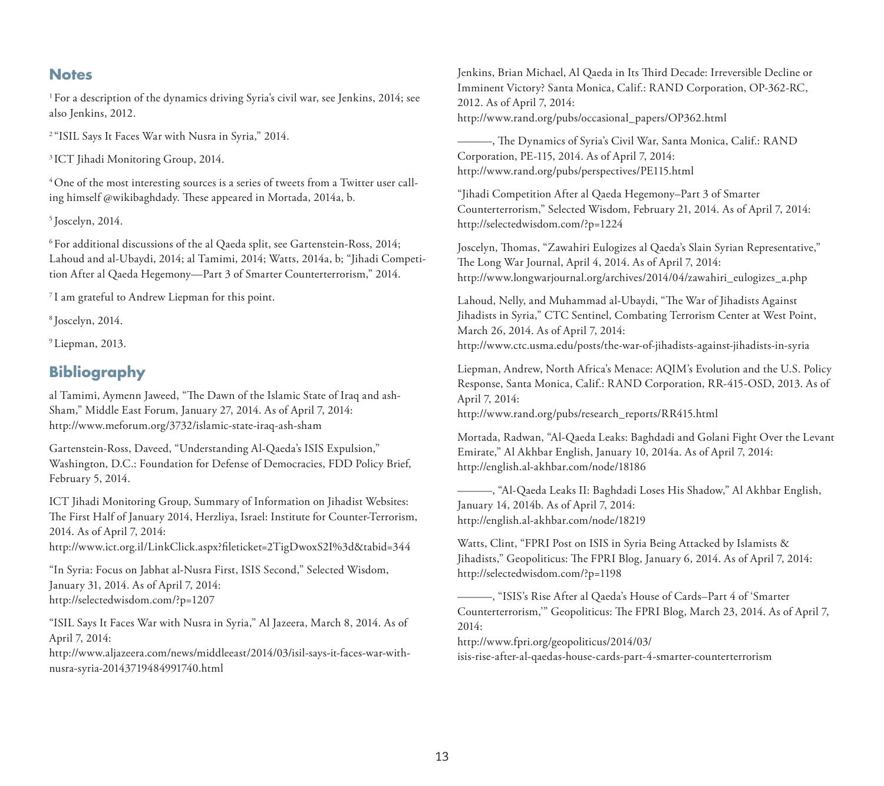## Notes

[1] For a description of the dynamics driving Syria's civil war, see Jenkins, 2014; see also Jenkins, 2012.

[2] "ISIL Says It Faces War with Nusra in Syria," 2014.

[3] ICT Jihadi Monitoring Group, 2014.

[4] One of the most interesting sources is a series of tweets from a Twitter user calling himself @wikibaghdady. These appeared in Mortada, 2014a, b.

[5] Joscelyn, 2014.

[6] For additional discussions of the al Qaeda split, see Gartenstein-Ross, 2014; Lahoud and al-Ubaydi, 2014; al Tamimi, 2014; Watts, 2014a, b; "Jihadi Competition After al Qaeda Hegemony—Part 3 of Smarter Counterterrorism," 2014.

[7] I am grateful to Andrew Liepman for this point.

[8] Joscelyn, 2014.

[9] Liepman, 2013.

## Bibliography

al Tamimi, Aymenn Jaweed, "The Dawn of the Islamic State of Iraq and ash-Sham," Middle East Forum, January 27, 2014. As of April 7, 2014: http://www.meforum.org/3732/islamic-state-iraq-ash-sham

Gartenstein-Ross, Daveed, "Understanding Al-Qaeda's ISIS Expulsion," Washington, D.C.: Foundation for Defense of Democracies, FDD Policy Brief, February 5, 2014.

ICT Jihadi Monitoring Group, Summary of Information on Jihadist Websites: The First Half of January 2014, Herzliya, Israel: Institute for Counter-Terrorism, 2014. As of April 7, 2014:
http://www.ict.org.il/LinkClick.aspx?fileticket=2TigDwoxS2I%3d&tabid=344

"In Syria: Focus on Jabhat al-Nusra First, ISIS Second," Selected Wisdom, January 31, 2014. As of April 7, 2014:
http://selectedwisdom.com/?p=1207

"ISIL Says It Faces War with Nusra in Syria," Al Jazeera, March 8, 2014. As of April 7, 2014:
http://www.aljazeera.com/news/middleeast/2014/03/isil-says-it-faces-war-with-nusra-syria-20143719484991740.html

Jenkins, Brian Michael, Al Qaeda in Its Third Decade: Irreversible Decline or Imminent Victory? Santa Monica, Calif.: RAND Corporation, OP-362-RC, 2012. As of April 7, 2014:
http://www.rand.org/pubs/occasional_papers/OP362.html

———, The Dynamics of Syria's Civil War, Santa Monica, Calif.: RAND Corporation, PE-115, 2014. As of April 7, 2014:
http://www.rand.org/pubs/perspectives/PE115.html

"Jihadi Competition After al Qaeda Hegemony–Part 3 of Smarter Counterterrorism," Selected Wisdom, February 21, 2014. As of April 7, 2014:
http://selectedwisdom.com/?p=1224

Joscelyn, Thomas, "Zawahiri Eulogizes al Qaeda's Slain Syrian Representative," The Long War Journal, April 4, 2014. As of April 7, 2014:
http://www.longwarjournal.org/archives/2014/04/zawahiri_eulogizes_a.php

Lahoud, Nelly, and Muhammad al-Ubaydi, "The War of Jihadists Against Jihadists in Syria," CTC Sentinel, Combating Terrorism Center at West Point, March 26, 2014. As of April 7, 2014:
http://www.ctc.usma.edu/posts/the-war-of-jihadists-against-jihadists-in-syria

Liepman, Andrew, North Africa's Menace: AQIM's Evolution and the U.S. Policy Response, Santa Monica, Calif.: RAND Corporation, RR-415-OSD, 2013. As of April 7, 2014:
http://www.rand.org/pubs/research_reports/RR415.html

Mortada, Radwan, "Al-Qaeda Leaks: Baghdadi and Golani Fight Over the Levant Emirate," Al Akhbar English, January 10, 2014a. As of April 7, 2014:
http://english.al-akhbar.com/node/18186

———, "Al-Qaeda Leaks II: Baghdadi Loses His Shadow," Al Akhbar English, January 14, 2014b. As of April 7, 2014:
http://english.al-akhbar.com/node/18219

Watts, Clint, "FPRI Post on ISIS in Syria Being Attacked by Islamists & Jihadists," Geopoliticus: The FPRI Blog, January 6, 2014. As of April 7, 2014:
http://selectedwisdom.com/?p=1198

———, "ISIS's Rise After al Qaeda's House of Cards–Part 4 of 'Smarter Counterterrorism,'" Geopoliticus: The FPRI Blog, March 23, 2014. As of April 7, 2014:
http://www.fpri.org/geopoliticus/2014/03/isis-rise-after-al-qaedas-house-cards-part-4-smarter-counterterrorism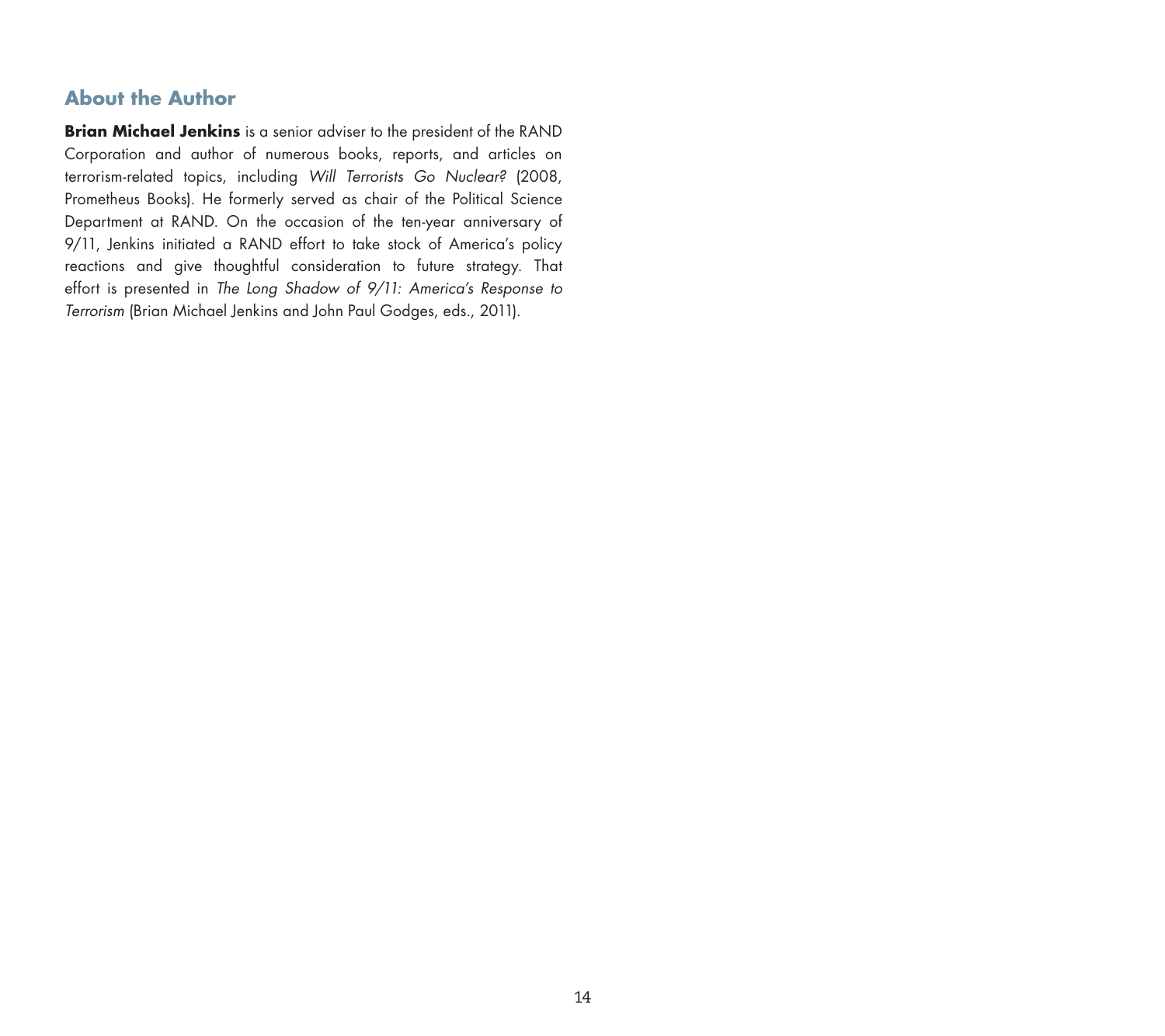## About the Author

**Brian Michael Jenkins** is a senior adviser to the president of the RAND Corporation and author of numerous books, reports, and articles on terrorism-related topics, including *Will Terrorists Go Nuclear?* (2008, Prometheus Books). He formerly served as chair of the Political Science Department at RAND. On the occasion of the ten-year anniversary of 9/11, Jenkins initiated a RAND effort to take stock of America's policy reactions and give thoughtful consideration to future strategy. That effort is presented in *The Long Shadow of 9/11: America's Response to Terrorism* (Brian Michael Jenkins and John Paul Godges, eds., 2011).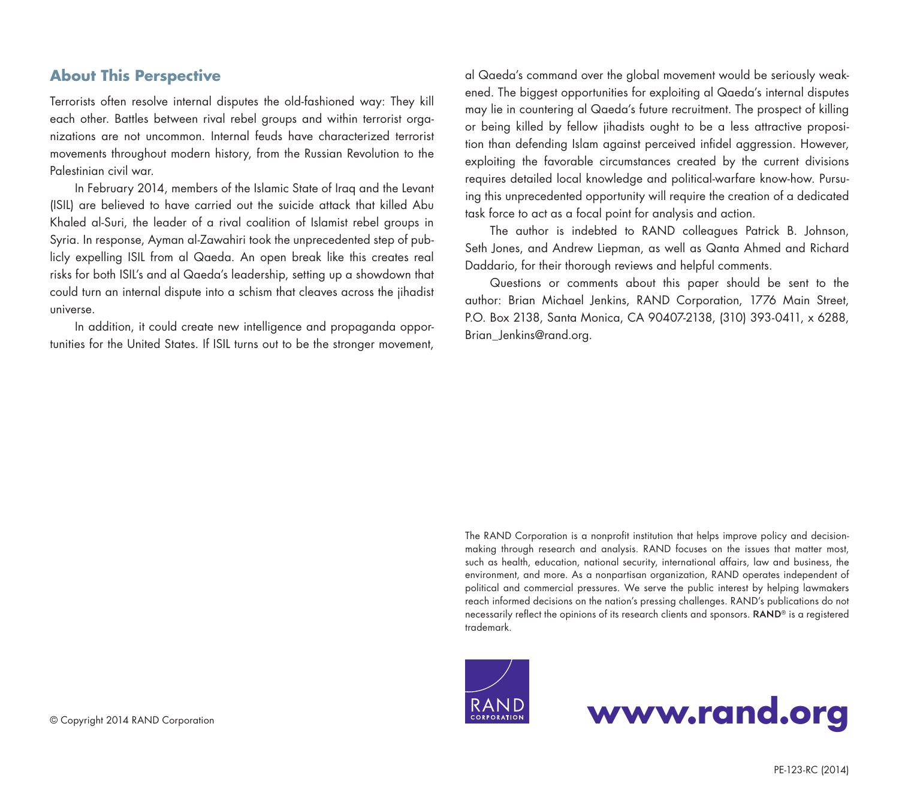## About This Perspective

Terrorists often resolve internal disputes the old-fashioned way: They kill each other. Battles between rival rebel groups and within terrorist organizations are not uncommon. Internal feuds have characterized terrorist movements throughout modern history, from the Russian Revolution to the Palestinian civil war.

In February 2014, members of the Islamic State of Iraq and the Levant (ISIL) are believed to have carried out the suicide attack that killed Abu Khaled al-Suri, the leader of a rival coalition of Islamist rebel groups in Syria. In response, Ayman al-Zawahiri took the unprecedented step of publicly expelling ISIL from al Qaeda. An open break like this creates real risks for both ISIL's and al Qaeda's leadership, setting up a showdown that could turn an internal dispute into a schism that cleaves across the jihadist universe.

In addition, it could create new intelligence and propaganda opportunities for the United States. If ISIL turns out to be the stronger movement, al Qaeda's command over the global movement would be seriously weakened. The biggest opportunities for exploiting al Qaeda's internal disputes may lie in countering al Qaeda's future recruitment. The prospect of killing or being killed by fellow jihadists ought to be a less attractive proposition than defending Islam against perceived infidel aggression. However, exploiting the favorable circumstances created by the current divisions requires detailed local knowledge and political-warfare know-how. Pursuing this unprecedented opportunity will require the creation of a dedicated task force to act as a focal point for analysis and action.

The author is indebted to RAND colleagues Patrick B. Johnson, Seth Jones, and Andrew Liepman, as well as Qanta Ahmed and Richard Daddario, for their thorough reviews and helpful comments.

Questions or comments about this paper should be sent to the author: Brian Michael Jenkins, RAND Corporation, 1776 Main Street, P.O. Box 2138, Santa Monica, CA 90407-2138, (310) 393-0411, x 6288, Brian_Jenkins@rand.org.

The RAND Corporation is a nonprofit institution that helps improve policy and decisionmaking through research and analysis. RAND focuses on the issues that matter most, such as health, education, national security, international affairs, law and business, the environment, and more. As a nonpartisan organization, RAND operates independent of political and commercial pressures. We serve the public interest by helping lawmakers reach informed decisions on the nation's pressing challenges. RAND's publications do not necessarily reflect the opinions of its research clients and sponsors. **RAND**® is a registered trademark.

© Copyright 2014 RAND Corporation

RAND CORPORATION

**www.rand.org**

PE-123-RC (2014)